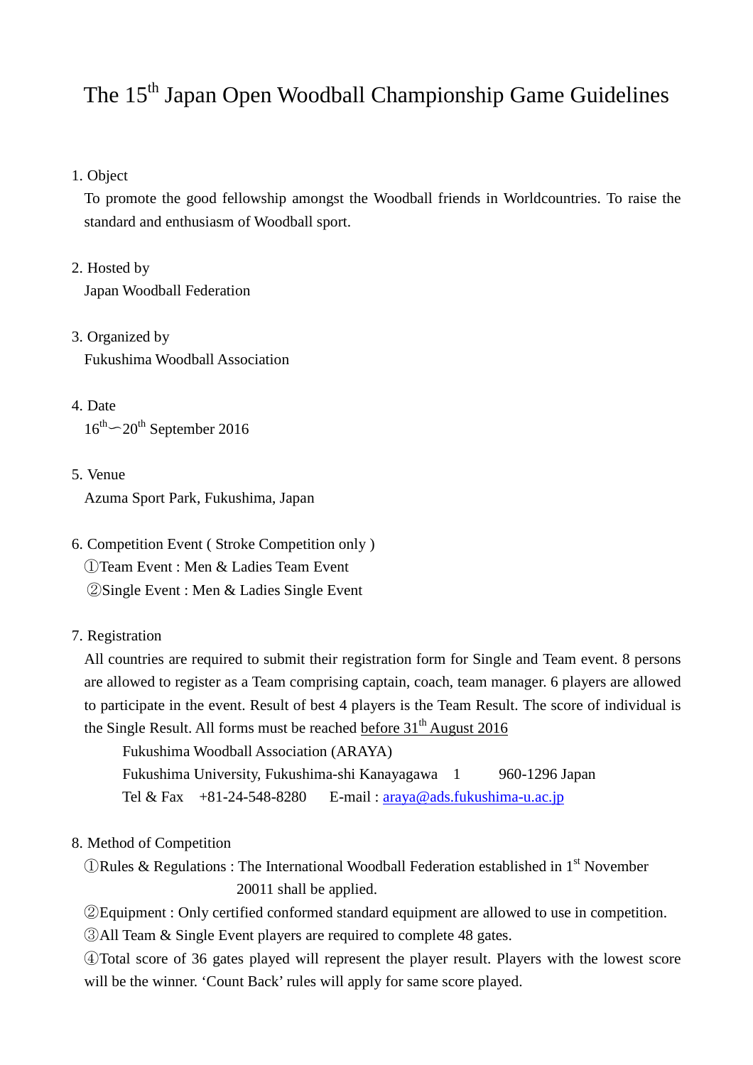# The 15th Japan Open Woodball Championship Game Guidelines

1. Object

   To promote the good fellowship amongst the Woodball friends in Worldcountries. To raise the standard and enthusiasm of Woodball sport.

2. Hosted by

   Japan Woodball Federation

3. Organized by

   Fukushima Woodball Association

4. Date

   16th～20th September 2016

5. Venue

   Azuma Sport Park, Fukushima, Japan

6. Competition Event ( Stroke Competition only )

   ①Team Event : Men & Ladies Team Event

   ②Single Event : Men & Ladies Single Event

7. Registration

   All countries are required to submit their registration form for Single and Team event. 8 persons are allowed to register as a Team comprising captain, coach, team manager. 6 players are allowed to participate in the event. Result of best 4 players is the Team Result. The score of individual is the Single Result. All forms must be reached before 31th August 2016

   Fukushima Woodball Association (ARAYA)

   Fukushima University, Fukushima-shi Kanayagawa 1 960-1296 Japan

   Tel & Fax +81-24-548-8280 E-mail : araya@ads.fukushima-u.ac.jp

8. Method of Competition

   ①Rules & Regulations : The International Woodball Federation established in 1st November 20011 shall be applied.

   ②Equipment : Only certified conformed standard equipment are allowed to use in competition.

   ③All Team & Single Event players are required to complete 48 gates.

   ④Total score of 36 gates played will represent the player result. Players with the lowest score will be the winner. ‘Count Back’ rules will apply for same score played.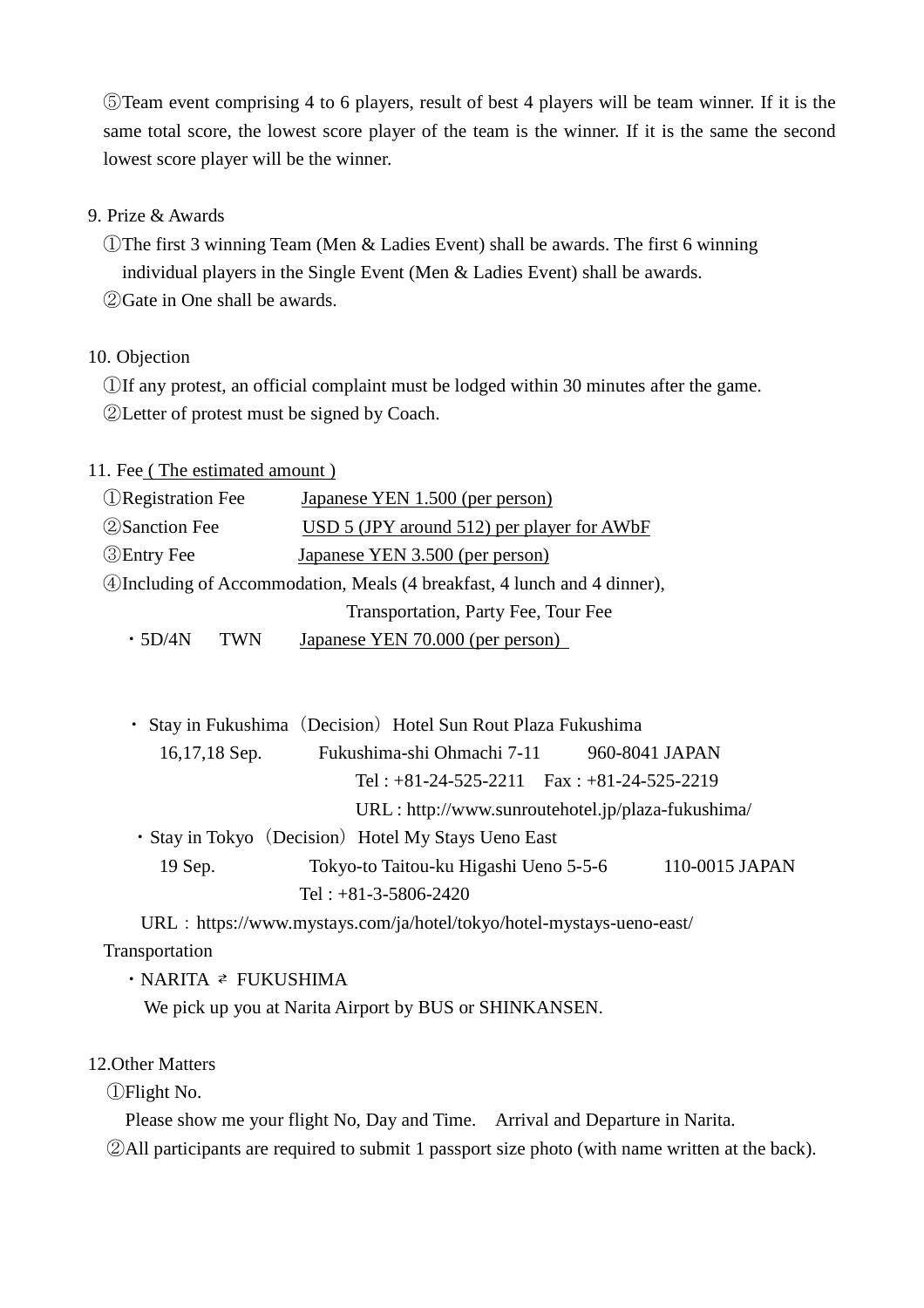⑤Team event comprising 4 to 6 players, result of best 4 players will be team winner. If it is the same total score, the lowest score player of the team is the winner. If it is the same the second lowest score player will be the winner.

9. Prize & Awards

①The first 3 winning Team (Men & Ladies Event) shall be awards. The first 6 winning individual players in the Single Event (Men & Ladies Event) shall be awards.

②Gate in One shall be awards.

10. Objection

①If any protest, an official complaint must be lodged within 30 minutes after the game.

②Letter of protest must be signed by Coach.

11. Fee ( The estimated amount )

①Registration Fee　　Japanese YEN 1.500 (per person)

②Sanction Fee　　USD 5 (JPY around 512) per player for AWbF

③Entry Fee　　Japanese YEN 3.500 (per person)

④Including of Accommodation, Meals (4 breakfast, 4 lunch and 4 dinner), Transportation, Party Fee, Tour Fee

・5D/4N　TWN　Japanese YEN 70.000 (per person)

・ Stay in Fukushima（Decision）Hotel Sun Rout Plaza Fukushima
16,17,18 Sep.　Fukushima-shi Ohmachi 7-11　960-8041 JAPAN
Tel : +81-24-525-2211　Fax : +81-24-525-2219
URL : http://www.sunroutehotel.jp/plaza-fukushima/

・Stay in Tokyo（Decision）Hotel My Stays Ueno East
19 Sep.　Tokyo-to Taitou-ku Higashi Ueno 5-5-6　110-0015 JAPAN
Tel : +81-3-5806-2420
URL：https://www.mystays.com/ja/hotel/tokyo/hotel-mystays-ueno-east/

Transportation

・NARITA ⇄ FUKUSHIMA
We pick up you at Narita Airport by BUS or SHINKANSEN.

12.Other Matters

①Flight No.
Please show me your flight No, Day and Time.　Arrival and Departure in Narita.

②All participants are required to submit 1 passport size photo (with name written at the back).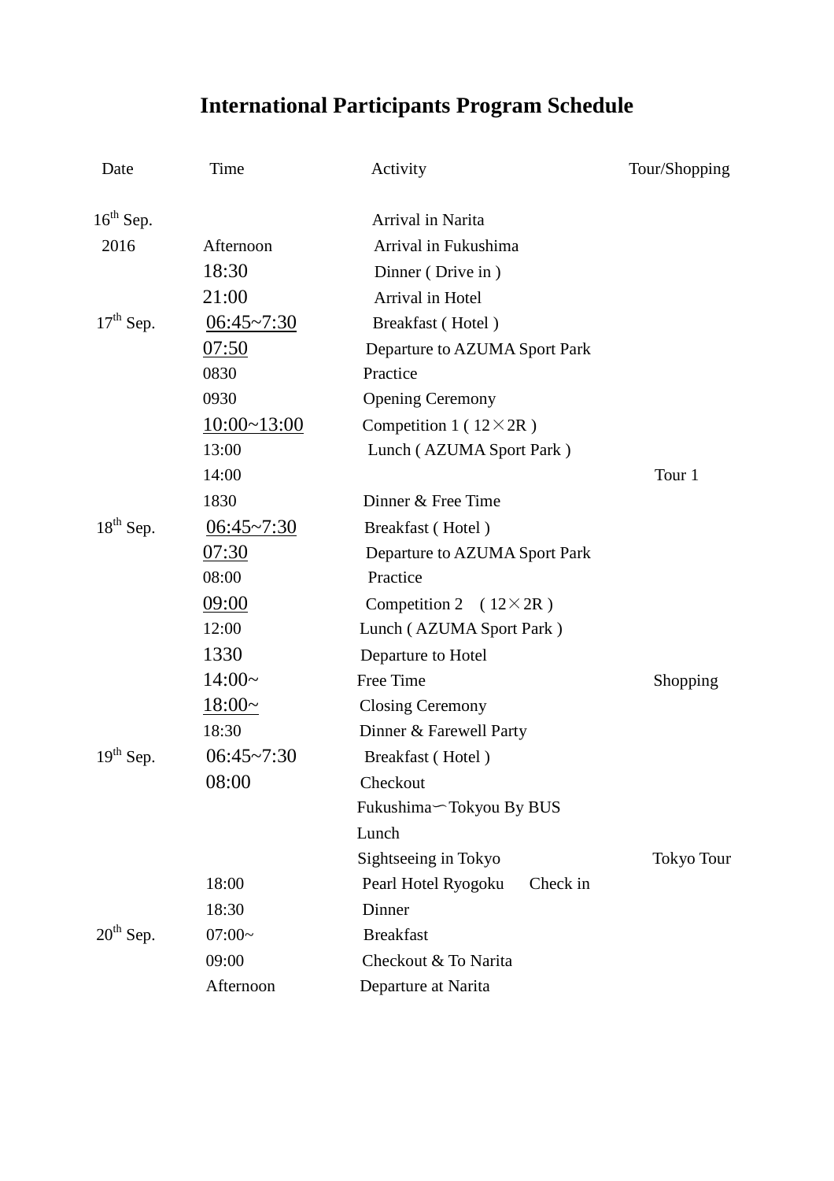# International Participants Program Schedule

| Date | Time | Activity | Tour/Shopping |
|---|---|---|---|
| 16th Sep. | | Arrival in Narita | |
| 2016 | Afternoon | Arrival in Fukushima | |
| | 18:30 | Dinner ( Drive in ) | |
| | 21:00 | Arrival in Hotel | |
| 17th Sep. | 06:45~7:30 | Breakfast ( Hotel ) | |
| | 07:50 | Departure to AZUMA Sport Park | |
| | 0830 | Practice | |
| | 0930 | Opening Ceremony | |
| | 10:00~13:00 | Competition 1 ( 12×2R ) | |
| | 13:00 | Lunch ( AZUMA Sport Park ) | |
| | 14:00 | | Tour 1 |
| | 1830 | Dinner & Free Time | |
| 18th Sep. | 06:45~7:30 | Breakfast ( Hotel ) | |
| | 07:30 | Departure to AZUMA Sport Park | |
| | 08:00 | Practice | |
| | 09:00 | Competition 2 ( 12×2R ) | |
| | 12:00 | Lunch ( AZUMA Sport Park ) | |
| | 1330 | Departure to Hotel | |
| | 14:00~ | Free Time | Shopping |
| | 18:00~ | Closing Ceremony | |
| | 18:30 | Dinner & Farewell Party | |
| 19th Sep. | 06:45~7:30 | Breakfast ( Hotel ) | |
| | 08:00 | Checkout | |
| | | Fukushima〜Tokyou By BUS | |
| | | Lunch | |
| | | Sightseeing in Tokyo | Tokyo Tour |
| | 18:00 | Pearl Hotel Ryogoku Check in | |
| | 18:30 | Dinner | |
| 20th Sep. | 07:00~ | Breakfast | |
| | 09:00 | Checkout & To Narita | |
| | Afternoon | Departure at Narita | |